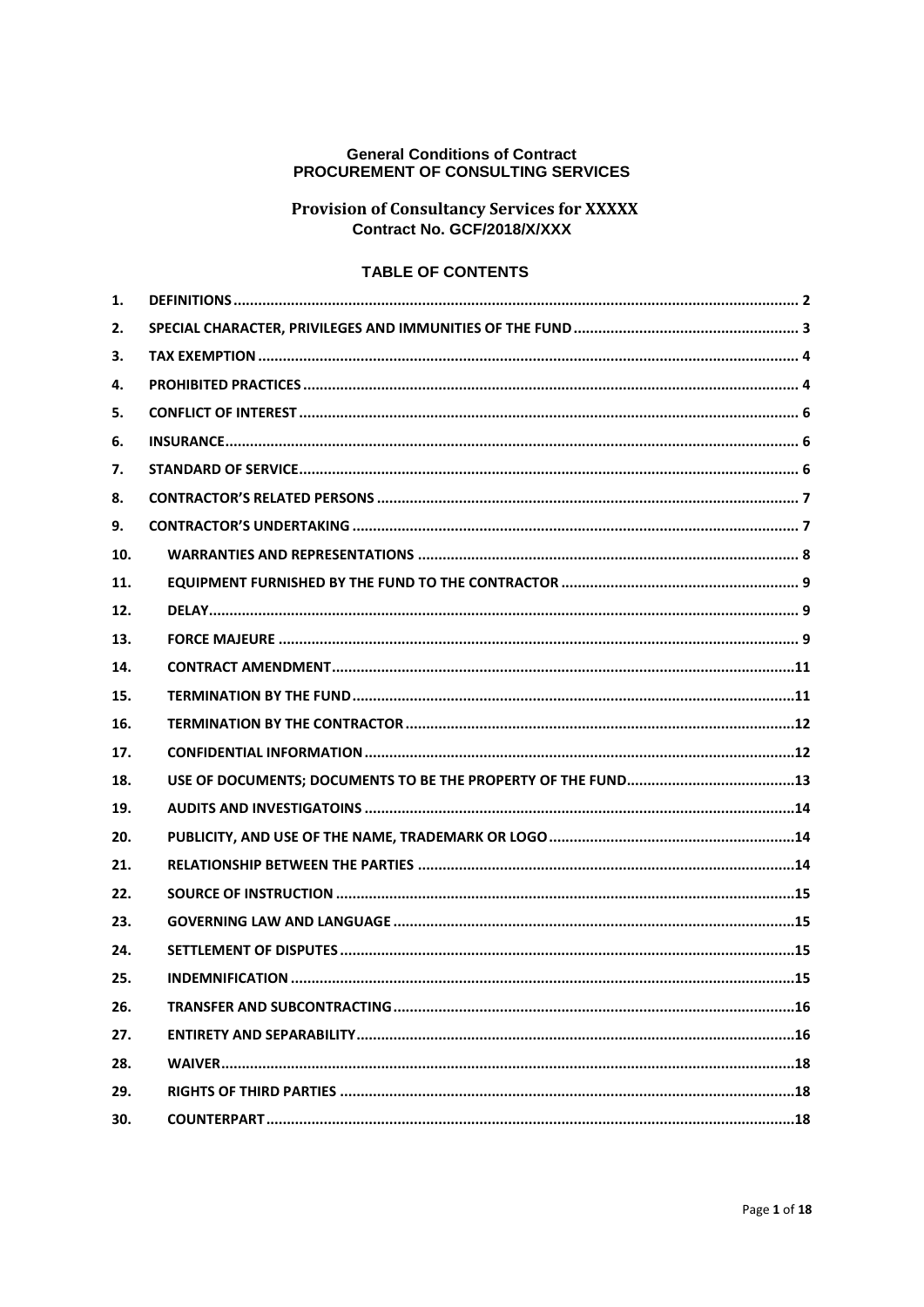**General Conditions of Contract**
**PROCUREMENT OF CONSULTING SERVICES**

**Provision of Consultancy Services for XXXXX**
**Contract No. GCF/2018/X/XXX**

**TABLE OF CONTENTS**

1. DEFINITIONS ........ 2
2. SPECIAL CHARACTER, PRIVILEGES AND IMMUNITIES OF THE FUND ........ 3
3. TAX EXEMPTION ........ 4
4. PROHIBITED PRACTICES ........ 4
5. CONFLICT OF INTEREST ........ 6
6. INSURANCE ........ 6
7. STANDARD OF SERVICE ........ 6
8. CONTRACTOR'S RELATED PERSONS ........ 7
9. CONTRACTOR'S UNDERTAKING ........ 7
10. WARRANTIES AND REPRESENTATIONS ........ 8
11. EQUIPMENT FURNISHED BY THE FUND TO THE CONTRACTOR ........ 9
12. DELAY ........ 9
13. FORCE MAJEURE ........ 9
14. CONTRACT AMENDMENT ........ 11
15. TERMINATION BY THE FUND ........ 11
16. TERMINATION BY THE CONTRACTOR ........ 12
17. CONFIDENTIAL INFORMATION ........ 12
18. USE OF DOCUMENTS; DOCUMENTS TO BE THE PROPERTY OF THE FUND ........ 13
19. AUDITS AND INVESTIGATOINS ........ 14
20. PUBLICITY, AND USE OF THE NAME, TRADEMARK OR LOGO ........ 14
21. RELATIONSHIP BETWEEN THE PARTIES ........ 14
22. SOURCE OF INSTRUCTION ........ 15
23. GOVERNING LAW AND LANGUAGE ........ 15
24. SETTLEMENT OF DISPUTES ........ 15
25. INDEMNIFICATION ........ 15
26. TRANSFER AND SUBCONTRACTING ........ 16
27. ENTIRETY AND SEPARABILITY ........ 16
28. WAIVER ........ 18
29. RIGHTS OF THIRD PARTIES ........ 18
30. COUNTERPART ........ 18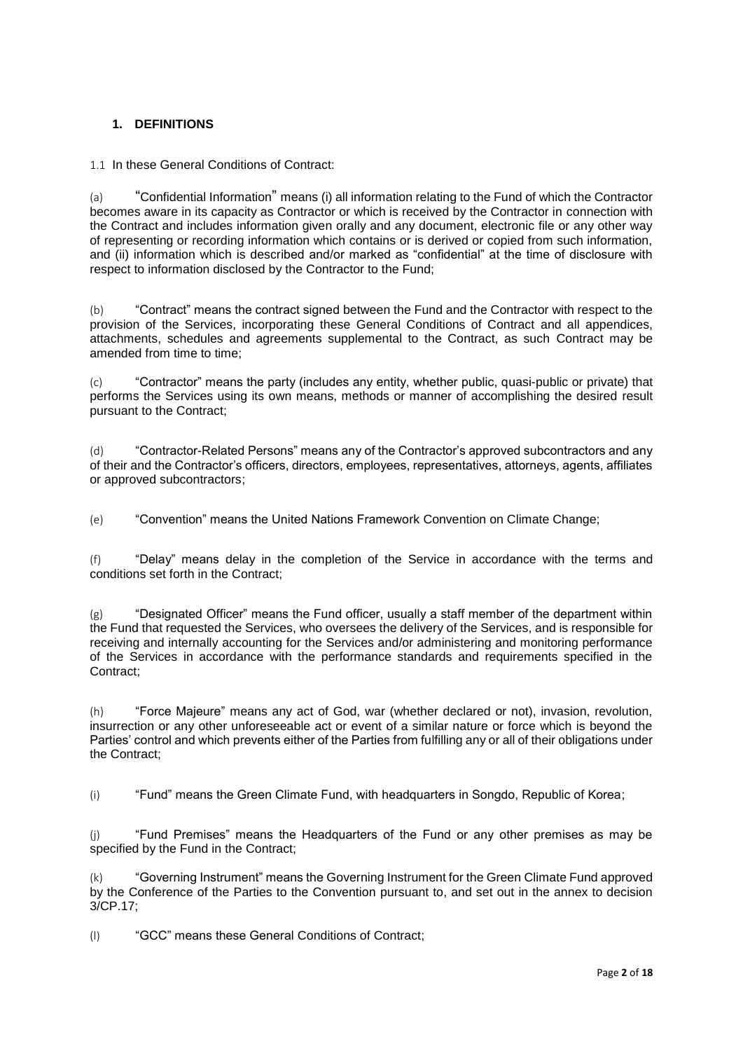## 1. DEFINITIONS

1.1 In these General Conditions of Contract:

(a) "Confidential Information" means (i) all information relating to the Fund of which the Contractor becomes aware in its capacity as Contractor or which is received by the Contractor in connection with the Contract and includes information given orally and any document, electronic file or any other way of representing or recording information which contains or is derived or copied from such information, and (ii) information which is described and/or marked as "confidential" at the time of disclosure with respect to information disclosed by the Contractor to the Fund;

(b) "Contract" means the contract signed between the Fund and the Contractor with respect to the provision of the Services, incorporating these General Conditions of Contract and all appendices, attachments, schedules and agreements supplemental to the Contract, as such Contract may be amended from time to time;

(c) "Contractor" means the party (includes any entity, whether public, quasi-public or private) that performs the Services using its own means, methods or manner of accomplishing the desired result pursuant to the Contract;

(d) "Contractor-Related Persons" means any of the Contractor's approved subcontractors and any of their and the Contractor's officers, directors, employees, representatives, attorneys, agents, affiliates or approved subcontractors;

(e) "Convention" means the United Nations Framework Convention on Climate Change;

(f) "Delay" means delay in the completion of the Service in accordance with the terms and conditions set forth in the Contract;

(g) "Designated Officer" means the Fund officer, usually a staff member of the department within the Fund that requested the Services, who oversees the delivery of the Services, and is responsible for receiving and internally accounting for the Services and/or administering and monitoring performance of the Services in accordance with the performance standards and requirements specified in the Contract;

(h) "Force Majeure" means any act of God, war (whether declared or not), invasion, revolution, insurrection or any other unforeseeable act or event of a similar nature or force which is beyond the Parties' control and which prevents either of the Parties from fulfilling any or all of their obligations under the Contract;

(i) "Fund" means the Green Climate Fund, with headquarters in Songdo, Republic of Korea;

(j) "Fund Premises" means the Headquarters of the Fund or any other premises as may be specified by the Fund in the Contract;

(k) "Governing Instrument" means the Governing Instrument for the Green Climate Fund approved by the Conference of the Parties to the Convention pursuant to, and set out in the annex to decision 3/CP.17;

(l) "GCC" means these General Conditions of Contract;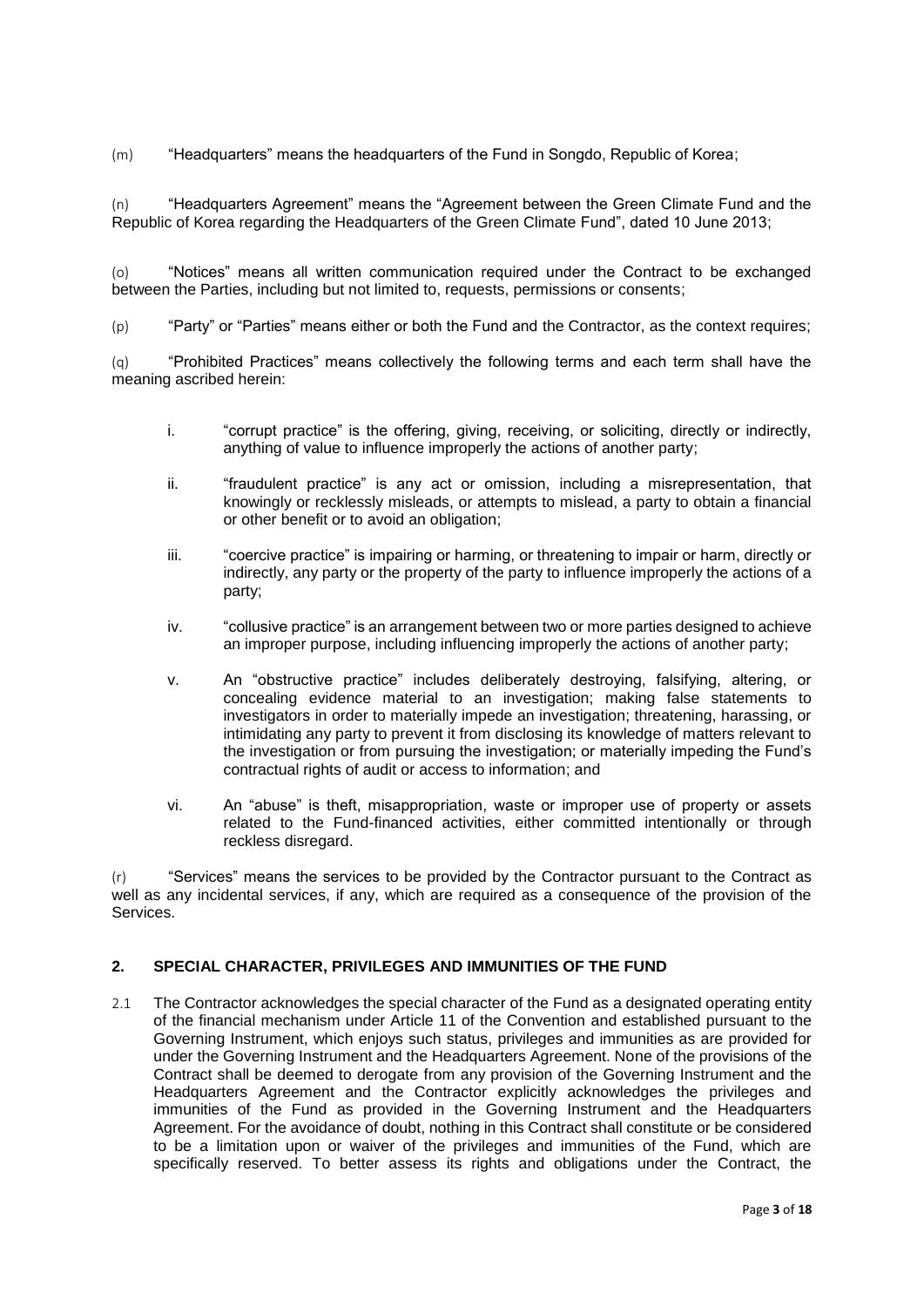(m) "Headquarters" means the headquarters of the Fund in Songdo, Republic of Korea;

(n) "Headquarters Agreement" means the "Agreement between the Green Climate Fund and the Republic of Korea regarding the Headquarters of the Green Climate Fund", dated 10 June 2013;

(o) "Notices" means all written communication required under the Contract to be exchanged between the Parties, including but not limited to, requests, permissions or consents;

(p) "Party" or "Parties" means either or both the Fund and the Contractor, as the context requires;

(q) "Prohibited Practices" means collectively the following terms and each term shall have the meaning ascribed herein:

i. "corrupt practice" is the offering, giving, receiving, or soliciting, directly or indirectly, anything of value to influence improperly the actions of another party;

ii. "fraudulent practice" is any act or omission, including a misrepresentation, that knowingly or recklessly misleads, or attempts to mislead, a party to obtain a financial or other benefit or to avoid an obligation;

iii. "coercive practice" is impairing or harming, or threatening to impair or harm, directly or indirectly, any party or the property of the party to influence improperly the actions of a party;

iv. "collusive practice" is an arrangement between two or more parties designed to achieve an improper purpose, including influencing improperly the actions of another party;

v. An "obstructive practice" includes deliberately destroying, falsifying, altering, or concealing evidence material to an investigation; making false statements to investigators in order to materially impede an investigation; threatening, harassing, or intimidating any party to prevent it from disclosing its knowledge of matters relevant to the investigation or from pursuing the investigation; or materially impeding the Fund's contractual rights of audit or access to information; and

vi. An "abuse" is theft, misappropriation, waste or improper use of property or assets related to the Fund-financed activities, either committed intentionally or through reckless disregard.

(r) "Services" means the services to be provided by the Contractor pursuant to the Contract as well as any incidental services, if any, which are required as a consequence of the provision of the Services.

## 2. SPECIAL CHARACTER, PRIVILEGES AND IMMUNITIES OF THE FUND

2.1 The Contractor acknowledges the special character of the Fund as a designated operating entity of the financial mechanism under Article 11 of the Convention and established pursuant to the Governing Instrument, which enjoys such status, privileges and immunities as are provided for under the Governing Instrument and the Headquarters Agreement. None of the provisions of the Contract shall be deemed to derogate from any provision of the Governing Instrument and the Headquarters Agreement and the Contractor explicitly acknowledges the privileges and immunities of the Fund as provided in the Governing Instrument and the Headquarters Agreement. For the avoidance of doubt, nothing in this Contract shall constitute or be considered to be a limitation upon or waiver of the privileges and immunities of the Fund, which are specifically reserved. To better assess its rights and obligations under the Contract, the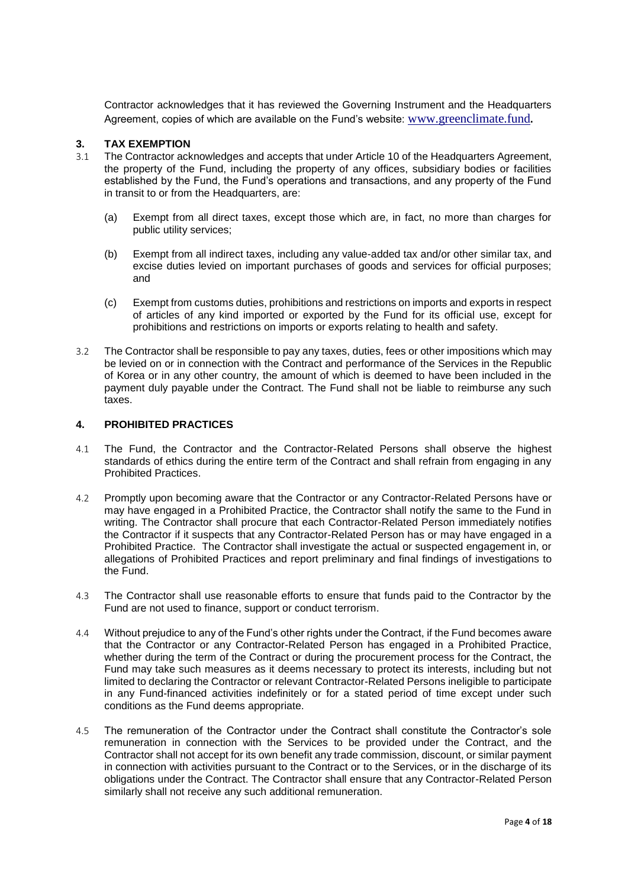Contractor acknowledges that it has reviewed the Governing Instrument and the Headquarters Agreement, copies of which are available on the Fund's website: www.greenclimate.fund**.**

## 3. TAX EXEMPTION

3.1 The Contractor acknowledges and accepts that under Article 10 of the Headquarters Agreement, the property of the Fund, including the property of any offices, subsidiary bodies or facilities established by the Fund, the Fund's operations and transactions, and any property of the Fund in transit to or from the Headquarters, are:

(a) Exempt from all direct taxes, except those which are, in fact, no more than charges for public utility services;

(b) Exempt from all indirect taxes, including any value-added tax and/or other similar tax, and excise duties levied on important purchases of goods and services for official purposes; and

(c) Exempt from customs duties, prohibitions and restrictions on imports and exports in respect of articles of any kind imported or exported by the Fund for its official use, except for prohibitions and restrictions on imports or exports relating to health and safety.

3.2 The Contractor shall be responsible to pay any taxes, duties, fees or other impositions which may be levied on or in connection with the Contract and performance of the Services in the Republic of Korea or in any other country, the amount of which is deemed to have been included in the payment duly payable under the Contract. The Fund shall not be liable to reimburse any such taxes.

## 4. PROHIBITED PRACTICES

4.1 The Fund, the Contractor and the Contractor-Related Persons shall observe the highest standards of ethics during the entire term of the Contract and shall refrain from engaging in any Prohibited Practices.

4.2 Promptly upon becoming aware that the Contractor or any Contractor-Related Persons have or may have engaged in a Prohibited Practice, the Contractor shall notify the same to the Fund in writing. The Contractor shall procure that each Contractor-Related Person immediately notifies the Contractor if it suspects that any Contractor-Related Person has or may have engaged in a Prohibited Practice. The Contractor shall investigate the actual or suspected engagement in, or allegations of Prohibited Practices and report preliminary and final findings of investigations to the Fund.

4.3 The Contractor shall use reasonable efforts to ensure that funds paid to the Contractor by the Fund are not used to finance, support or conduct terrorism.

4.4 Without prejudice to any of the Fund's other rights under the Contract, if the Fund becomes aware that the Contractor or any Contractor-Related Person has engaged in a Prohibited Practice, whether during the term of the Contract or during the procurement process for the Contract, the Fund may take such measures as it deems necessary to protect its interests, including but not limited to declaring the Contractor or relevant Contractor-Related Persons ineligible to participate in any Fund-financed activities indefinitely or for a stated period of time except under such conditions as the Fund deems appropriate.

4.5 The remuneration of the Contractor under the Contract shall constitute the Contractor's sole remuneration in connection with the Services to be provided under the Contract, and the Contractor shall not accept for its own benefit any trade commission, discount, or similar payment in connection with activities pursuant to the Contract or to the Services, or in the discharge of its obligations under the Contract. The Contractor shall ensure that any Contractor-Related Person similarly shall not receive any such additional remuneration.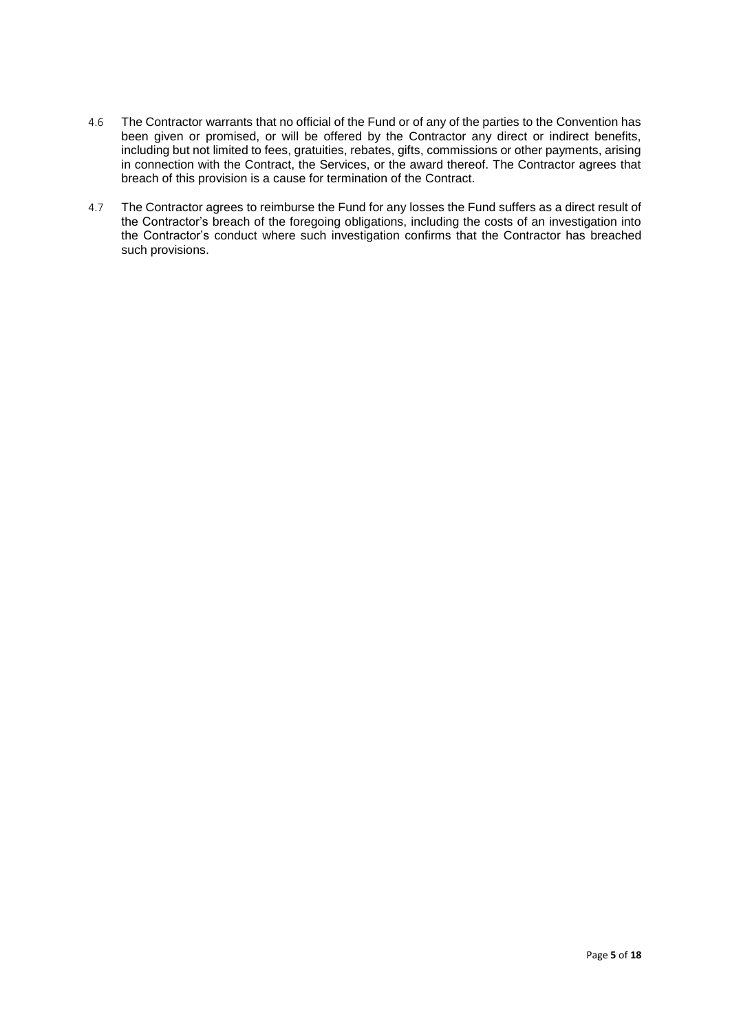4.6 The Contractor warrants that no official of the Fund or of any of the parties to the Convention has been given or promised, or will be offered by the Contractor any direct or indirect benefits, including but not limited to fees, gratuities, rebates, gifts, commissions or other payments, arising in connection with the Contract, the Services, or the award thereof. The Contractor agrees that breach of this provision is a cause for termination of the Contract.

4.7 The Contractor agrees to reimburse the Fund for any losses the Fund suffers as a direct result of the Contractor's breach of the foregoing obligations, including the costs of an investigation into the Contractor's conduct where such investigation confirms that the Contractor has breached such provisions.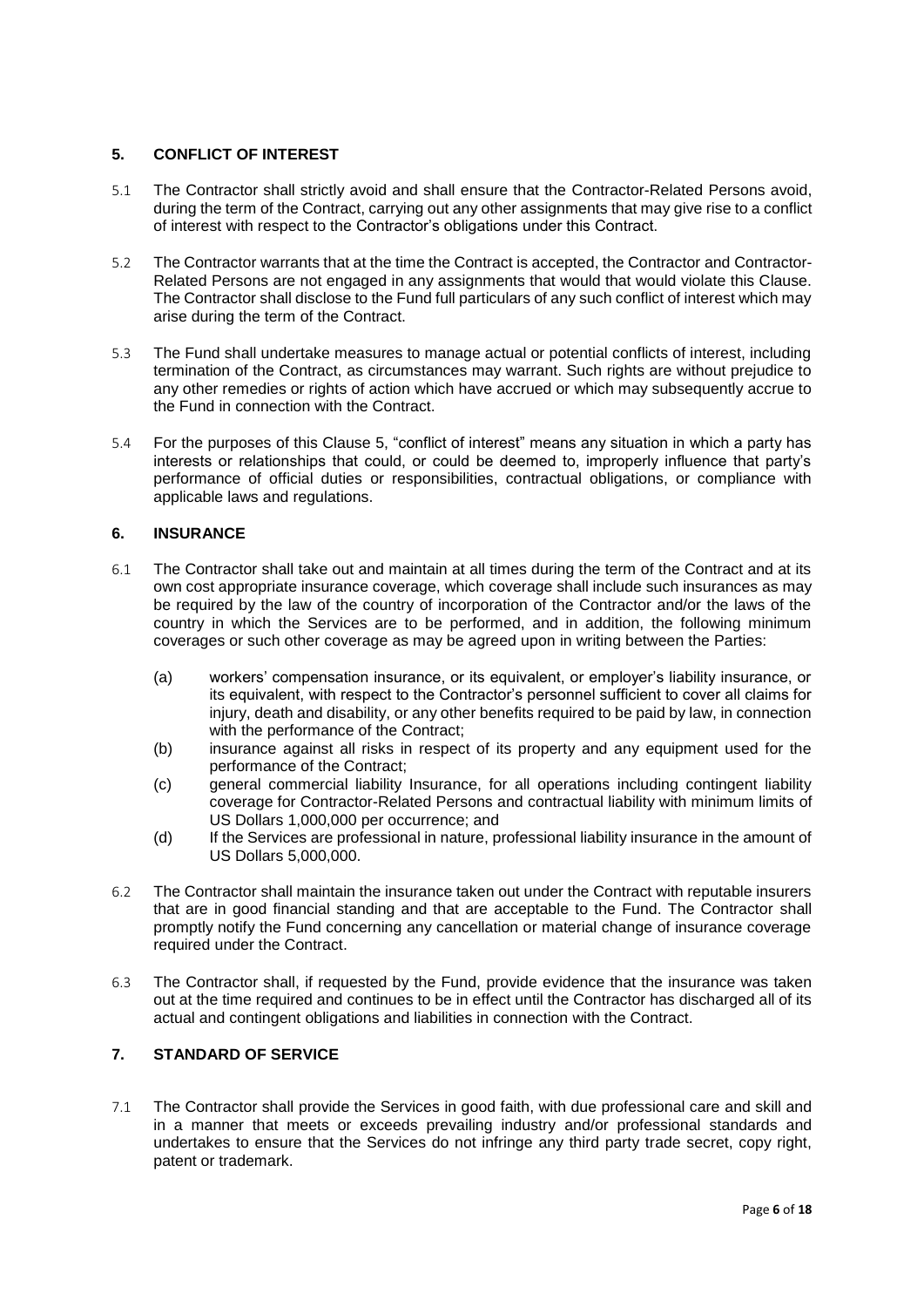## 5. CONFLICT OF INTEREST

5.1 The Contractor shall strictly avoid and shall ensure that the Contractor-Related Persons avoid, during the term of the Contract, carrying out any other assignments that may give rise to a conflict of interest with respect to the Contractor's obligations under this Contract.

5.2 The Contractor warrants that at the time the Contract is accepted, the Contractor and Contractor-Related Persons are not engaged in any assignments that would that would violate this Clause. The Contractor shall disclose to the Fund full particulars of any such conflict of interest which may arise during the term of the Contract.

5.3 The Fund shall undertake measures to manage actual or potential conflicts of interest, including termination of the Contract, as circumstances may warrant. Such rights are without prejudice to any other remedies or rights of action which have accrued or which may subsequently accrue to the Fund in connection with the Contract.

5.4 For the purposes of this Clause 5, "conflict of interest" means any situation in which a party has interests or relationships that could, or could be deemed to, improperly influence that party's performance of official duties or responsibilities, contractual obligations, or compliance with applicable laws and regulations.

## 6. INSURANCE

6.1 The Contractor shall take out and maintain at all times during the term of the Contract and at its own cost appropriate insurance coverage, which coverage shall include such insurances as may be required by the law of the country of incorporation of the Contractor and/or the laws of the country in which the Services are to be performed, and in addition, the following minimum coverages or such other coverage as may be agreed upon in writing between the Parties:

(a) workers' compensation insurance, or its equivalent, or employer's liability insurance, or its equivalent, with respect to the Contractor's personnel sufficient to cover all claims for injury, death and disability, or any other benefits required to be paid by law, in connection with the performance of the Contract;

(b) insurance against all risks in respect of its property and any equipment used for the performance of the Contract;

(c) general commercial liability Insurance, for all operations including contingent liability coverage for Contractor-Related Persons and contractual liability with minimum limits of US Dollars 1,000,000 per occurrence; and

(d) If the Services are professional in nature, professional liability insurance in the amount of US Dollars 5,000,000.

6.2 The Contractor shall maintain the insurance taken out under the Contract with reputable insurers that are in good financial standing and that are acceptable to the Fund. The Contractor shall promptly notify the Fund concerning any cancellation or material change of insurance coverage required under the Contract.

6.3 The Contractor shall, if requested by the Fund, provide evidence that the insurance was taken out at the time required and continues to be in effect until the Contractor has discharged all of its actual and contingent obligations and liabilities in connection with the Contract.

## 7. STANDARD OF SERVICE

7.1 The Contractor shall provide the Services in good faith, with due professional care and skill and in a manner that meets or exceeds prevailing industry and/or professional standards and undertakes to ensure that the Services do not infringe any third party trade secret, copy right, patent or trademark.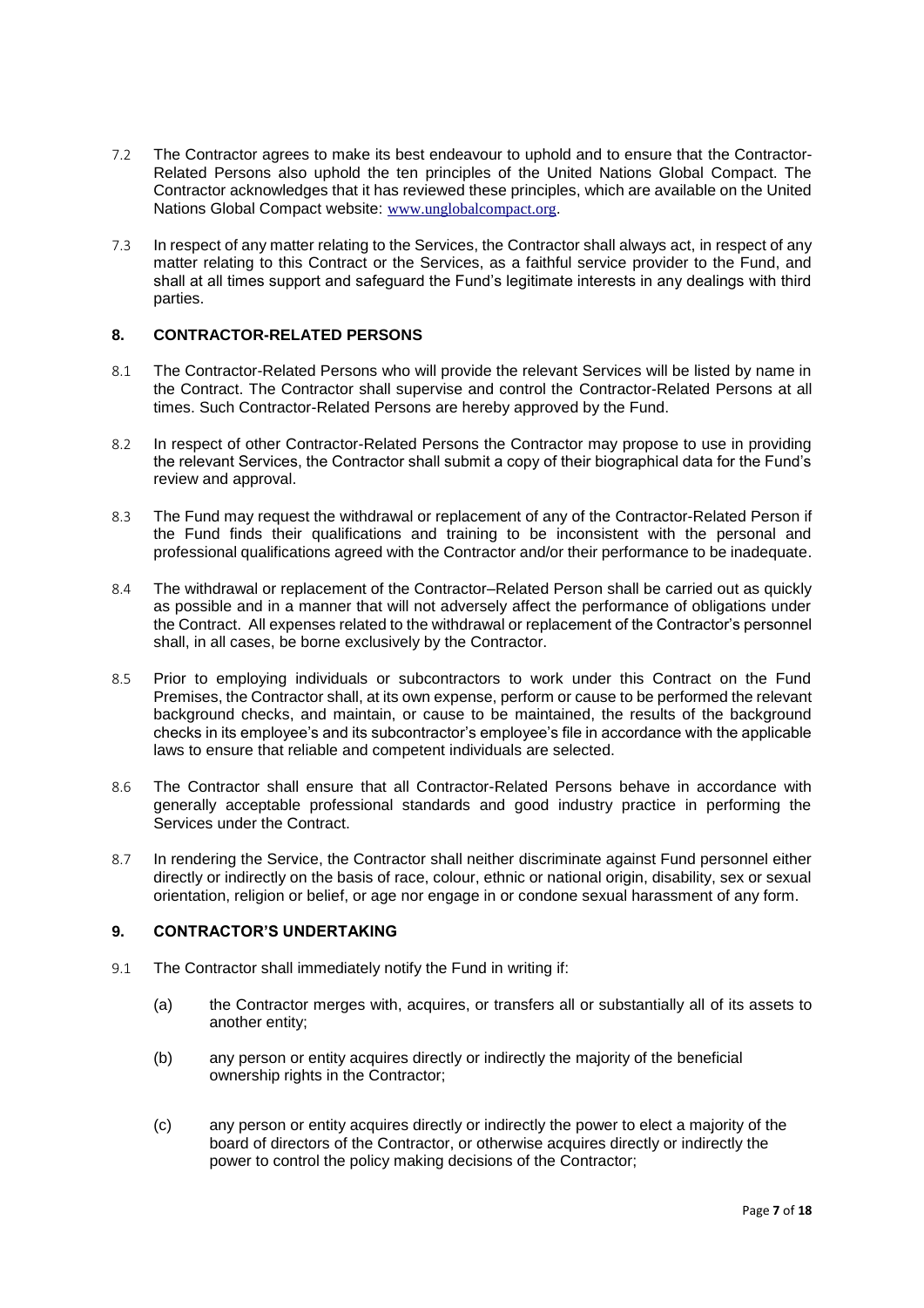7.2 The Contractor agrees to make its best endeavour to uphold and to ensure that the Contractor-Related Persons also uphold the ten principles of the United Nations Global Compact. The Contractor acknowledges that it has reviewed these principles, which are available on the United Nations Global Compact website: www.unglobalcompact.org.

7.3 In respect of any matter relating to the Services, the Contractor shall always act, in respect of any matter relating to this Contract or the Services, as a faithful service provider to the Fund, and shall at all times support and safeguard the Fund's legitimate interests in any dealings with third parties.

## 8. CONTRACTOR-RELATED PERSONS

8.1 The Contractor-Related Persons who will provide the relevant Services will be listed by name in the Contract. The Contractor shall supervise and control the Contractor-Related Persons at all times. Such Contractor-Related Persons are hereby approved by the Fund.

8.2 In respect of other Contractor-Related Persons the Contractor may propose to use in providing the relevant Services, the Contractor shall submit a copy of their biographical data for the Fund's review and approval.

8.3 The Fund may request the withdrawal or replacement of any of the Contractor-Related Person if the Fund finds their qualifications and training to be inconsistent with the personal and professional qualifications agreed with the Contractor and/or their performance to be inadequate.

8.4 The withdrawal or replacement of the Contractor–Related Person shall be carried out as quickly as possible and in a manner that will not adversely affect the performance of obligations under the Contract. All expenses related to the withdrawal or replacement of the Contractor's personnel shall, in all cases, be borne exclusively by the Contractor.

8.5 Prior to employing individuals or subcontractors to work under this Contract on the Fund Premises, the Contractor shall, at its own expense, perform or cause to be performed the relevant background checks, and maintain, or cause to be maintained, the results of the background checks in its employee's and its subcontractor's employee's file in accordance with the applicable laws to ensure that reliable and competent individuals are selected.

8.6 The Contractor shall ensure that all Contractor-Related Persons behave in accordance with generally acceptable professional standards and good industry practice in performing the Services under the Contract.

8.7 In rendering the Service, the Contractor shall neither discriminate against Fund personnel either directly or indirectly on the basis of race, colour, ethnic or national origin, disability, sex or sexual orientation, religion or belief, or age nor engage in or condone sexual harassment of any form.

## 9. CONTRACTOR'S UNDERTAKING

9.1 The Contractor shall immediately notify the Fund in writing if:

(a) the Contractor merges with, acquires, or transfers all or substantially all of its assets to another entity;

(b) any person or entity acquires directly or indirectly the majority of the beneficial ownership rights in the Contractor;

(c) any person or entity acquires directly or indirectly the power to elect a majority of the board of directors of the Contractor, or otherwise acquires directly or indirectly the power to control the policy making decisions of the Contractor;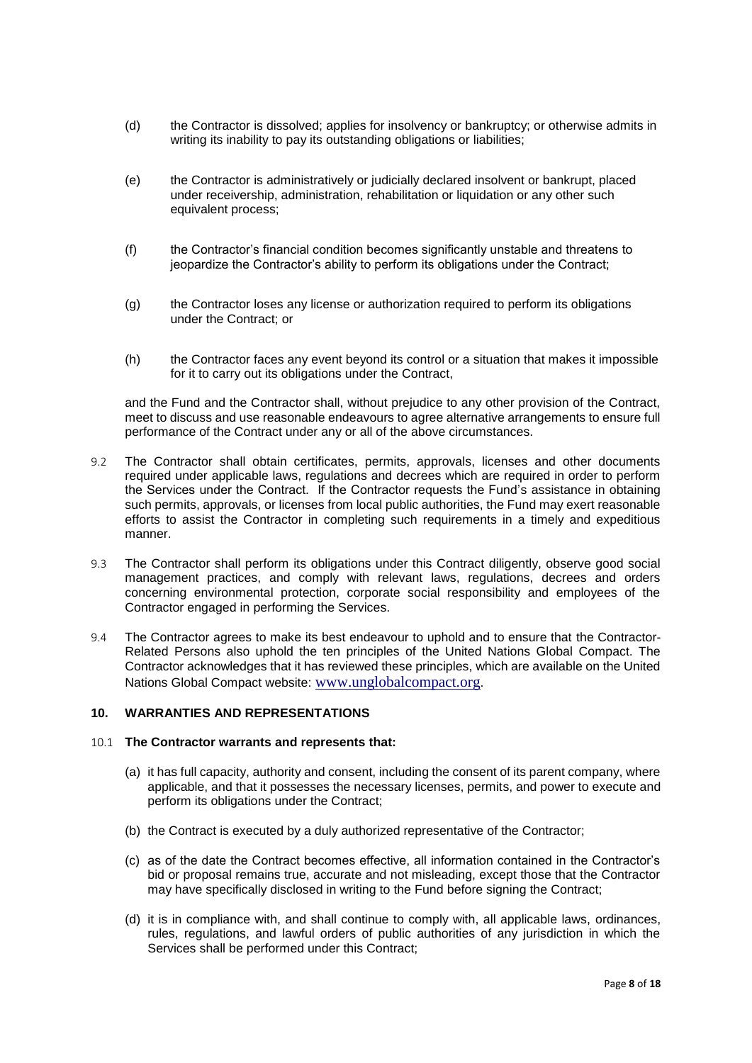(d) the Contractor is dissolved; applies for insolvency or bankruptcy; or otherwise admits in writing its inability to pay its outstanding obligations or liabilities;

(e) the Contractor is administratively or judicially declared insolvent or bankrupt, placed under receivership, administration, rehabilitation or liquidation or any other such equivalent process;

(f) the Contractor's financial condition becomes significantly unstable and threatens to jeopardize the Contractor's ability to perform its obligations under the Contract;

(g) the Contractor loses any license or authorization required to perform its obligations under the Contract; or

(h) the Contractor faces any event beyond its control or a situation that makes it impossible for it to carry out its obligations under the Contract,

and the Fund and the Contractor shall, without prejudice to any other provision of the Contract, meet to discuss and use reasonable endeavours to agree alternative arrangements to ensure full performance of the Contract under any or all of the above circumstances.

9.2 The Contractor shall obtain certificates, permits, approvals, licenses and other documents required under applicable laws, regulations and decrees which are required in order to perform the Services under the Contract. If the Contractor requests the Fund's assistance in obtaining such permits, approvals, or licenses from local public authorities, the Fund may exert reasonable efforts to assist the Contractor in completing such requirements in a timely and expeditious manner.

9.3 The Contractor shall perform its obligations under this Contract diligently, observe good social management practices, and comply with relevant laws, regulations, decrees and orders concerning environmental protection, corporate social responsibility and employees of the Contractor engaged in performing the Services.

9.4 The Contractor agrees to make its best endeavour to uphold and to ensure that the Contractor-Related Persons also uphold the ten principles of the United Nations Global Compact. The Contractor acknowledges that it has reviewed these principles, which are available on the United Nations Global Compact website: www.unglobalcompact.org.

## 10. WARRANTIES AND REPRESENTATIONS

10.1 **The Contractor warrants and represents that:**

(a) it has full capacity, authority and consent, including the consent of its parent company, where applicable, and that it possesses the necessary licenses, permits, and power to execute and perform its obligations under the Contract;

(b) the Contract is executed by a duly authorized representative of the Contractor;

(c) as of the date the Contract becomes effective, all information contained in the Contractor's bid or proposal remains true, accurate and not misleading, except those that the Contractor may have specifically disclosed in writing to the Fund before signing the Contract;

(d) it is in compliance with, and shall continue to comply with, all applicable laws, ordinances, rules, regulations, and lawful orders of public authorities of any jurisdiction in which the Services shall be performed under this Contract;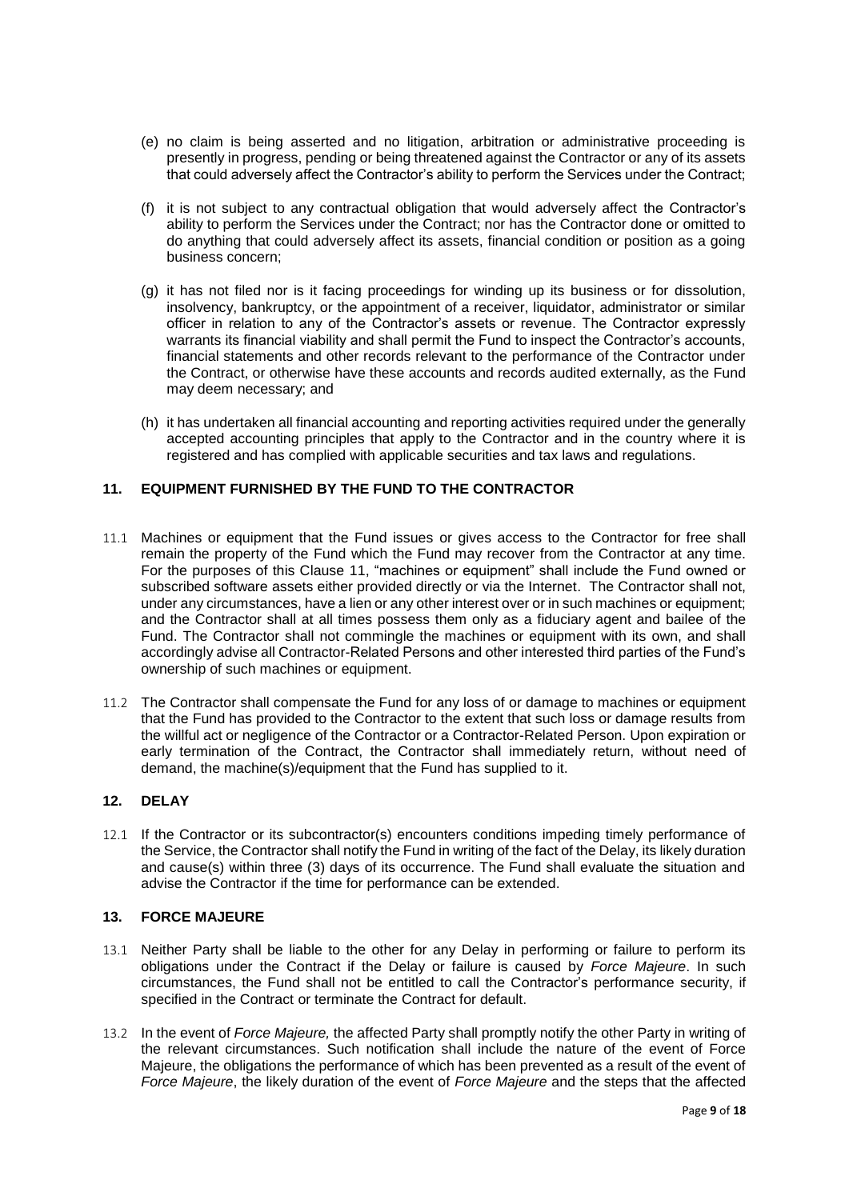(e) no claim is being asserted and no litigation, arbitration or administrative proceeding is presently in progress, pending or being threatened against the Contractor or any of its assets that could adversely affect the Contractor's ability to perform the Services under the Contract;

(f) it is not subject to any contractual obligation that would adversely affect the Contractor's ability to perform the Services under the Contract; nor has the Contractor done or omitted to do anything that could adversely affect its assets, financial condition or position as a going business concern;

(g) it has not filed nor is it facing proceedings for winding up its business or for dissolution, insolvency, bankruptcy, or the appointment of a receiver, liquidator, administrator or similar officer in relation to any of the Contractor's assets or revenue. The Contractor expressly warrants its financial viability and shall permit the Fund to inspect the Contractor's accounts, financial statements and other records relevant to the performance of the Contractor under the Contract, or otherwise have these accounts and records audited externally, as the Fund may deem necessary; and

(h) it has undertaken all financial accounting and reporting activities required under the generally accepted accounting principles that apply to the Contractor and in the country where it is registered and has complied with applicable securities and tax laws and regulations.

## 11. EQUIPMENT FURNISHED BY THE FUND TO THE CONTRACTOR

11.1 Machines or equipment that the Fund issues or gives access to the Contractor for free shall remain the property of the Fund which the Fund may recover from the Contractor at any time. For the purposes of this Clause 11, "machines or equipment" shall include the Fund owned or subscribed software assets either provided directly or via the Internet. The Contractor shall not, under any circumstances, have a lien or any other interest over or in such machines or equipment; and the Contractor shall at all times possess them only as a fiduciary agent and bailee of the Fund. The Contractor shall not commingle the machines or equipment with its own, and shall accordingly advise all Contractor-Related Persons and other interested third parties of the Fund's ownership of such machines or equipment.

11.2 The Contractor shall compensate the Fund for any loss of or damage to machines or equipment that the Fund has provided to the Contractor to the extent that such loss or damage results from the willful act or negligence of the Contractor or a Contractor-Related Person. Upon expiration or early termination of the Contract, the Contractor shall immediately return, without need of demand, the machine(s)/equipment that the Fund has supplied to it.

## 12. DELAY

12.1 If the Contractor or its subcontractor(s) encounters conditions impeding timely performance of the Service, the Contractor shall notify the Fund in writing of the fact of the Delay, its likely duration and cause(s) within three (3) days of its occurrence. The Fund shall evaluate the situation and advise the Contractor if the time for performance can be extended.

## 13. FORCE MAJEURE

13.1 Neither Party shall be liable to the other for any Delay in performing or failure to perform its obligations under the Contract if the Delay or failure is caused by *Force Majeure*. In such circumstances, the Fund shall not be entitled to call the Contractor's performance security, if specified in the Contract or terminate the Contract for default.

13.2 In the event of *Force Majeure,* the affected Party shall promptly notify the other Party in writing of the relevant circumstances. Such notification shall include the nature of the event of Force Majeure, the obligations the performance of which has been prevented as a result of the event of *Force Majeure*, the likely duration of the event of *Force Majeure* and the steps that the affected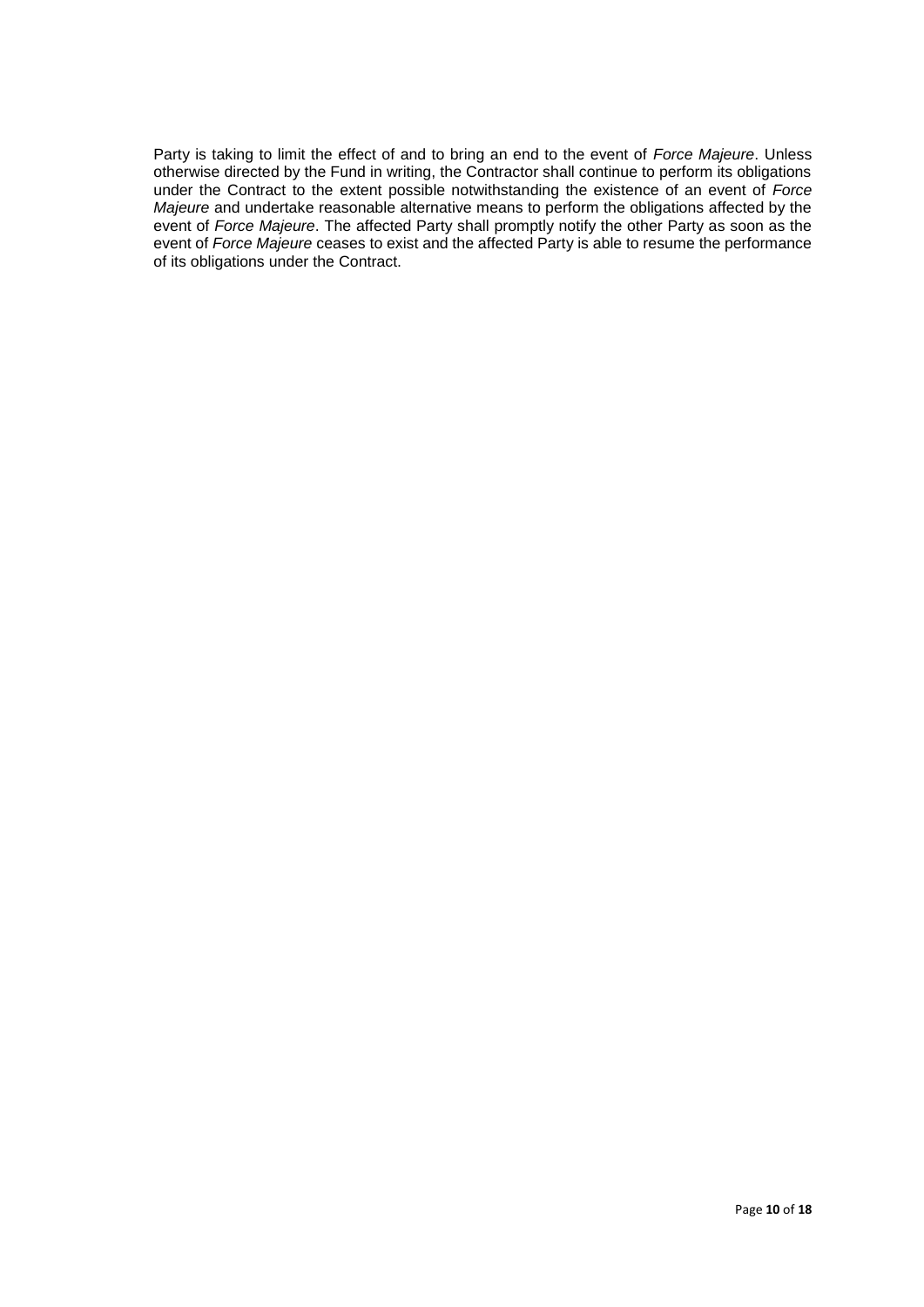Party is taking to limit the effect of and to bring an end to the event of *Force Majeure*. Unless otherwise directed by the Fund in writing, the Contractor shall continue to perform its obligations under the Contract to the extent possible notwithstanding the existence of an event of *Force Majeure* and undertake reasonable alternative means to perform the obligations affected by the event of *Force Majeure*. The affected Party shall promptly notify the other Party as soon as the event of *Force Majeure* ceases to exist and the affected Party is able to resume the performance of its obligations under the Contract.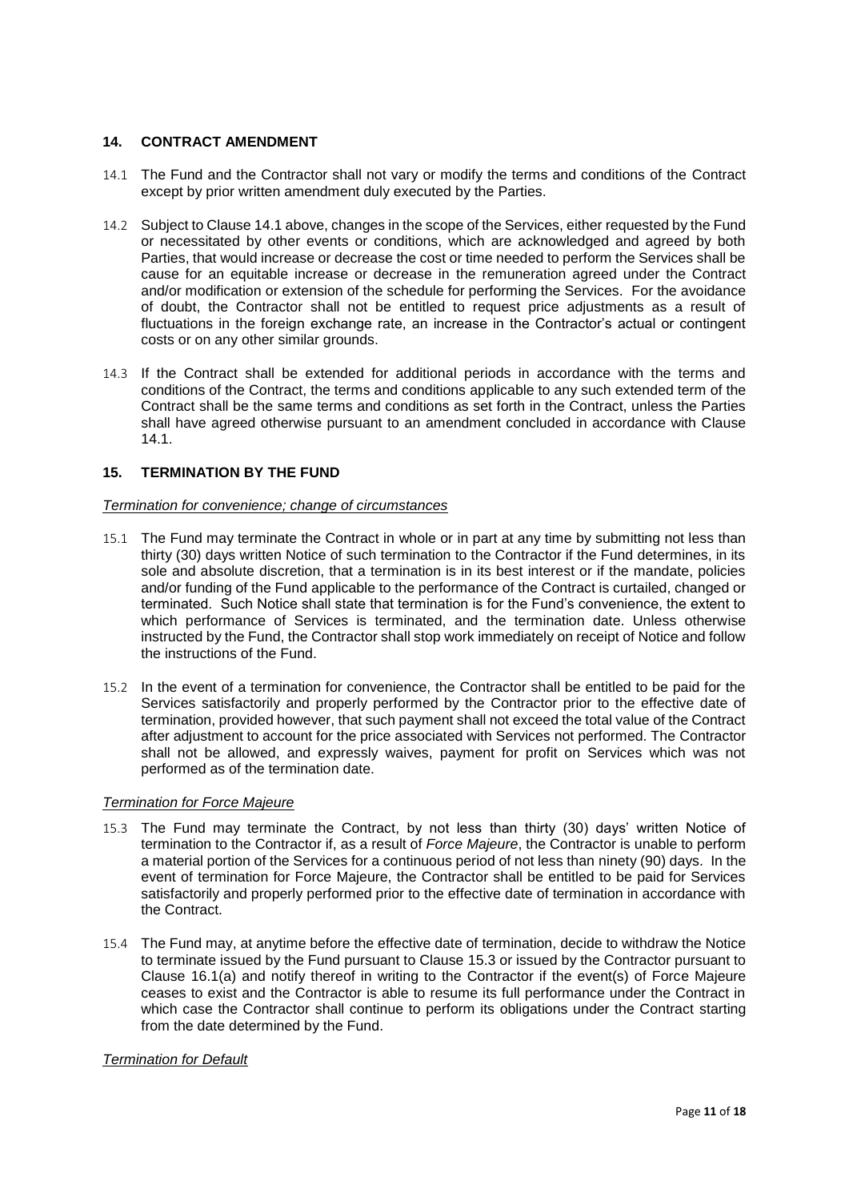## 14. CONTRACT AMENDMENT

14.1 The Fund and the Contractor shall not vary or modify the terms and conditions of the Contract except by prior written amendment duly executed by the Parties.

14.2 Subject to Clause 14.1 above, changes in the scope of the Services, either requested by the Fund or necessitated by other events or conditions, which are acknowledged and agreed by both Parties, that would increase or decrease the cost or time needed to perform the Services shall be cause for an equitable increase or decrease in the remuneration agreed under the Contract and/or modification or extension of the schedule for performing the Services. For the avoidance of doubt, the Contractor shall not be entitled to request price adjustments as a result of fluctuations in the foreign exchange rate, an increase in the Contractor's actual or contingent costs or on any other similar grounds.

14.3 If the Contract shall be extended for additional periods in accordance with the terms and conditions of the Contract, the terms and conditions applicable to any such extended term of the Contract shall be the same terms and conditions as set forth in the Contract, unless the Parties shall have agreed otherwise pursuant to an amendment concluded in accordance with Clause 14.1.

## 15. TERMINATION BY THE FUND

*Termination for convenience; change of circumstances*

15.1 The Fund may terminate the Contract in whole or in part at any time by submitting not less than thirty (30) days written Notice of such termination to the Contractor if the Fund determines, in its sole and absolute discretion, that a termination is in its best interest or if the mandate, policies and/or funding of the Fund applicable to the performance of the Contract is curtailed, changed or terminated. Such Notice shall state that termination is for the Fund's convenience, the extent to which performance of Services is terminated, and the termination date. Unless otherwise instructed by the Fund, the Contractor shall stop work immediately on receipt of Notice and follow the instructions of the Fund.

15.2 In the event of a termination for convenience, the Contractor shall be entitled to be paid for the Services satisfactorily and properly performed by the Contractor prior to the effective date of termination, provided however, that such payment shall not exceed the total value of the Contract after adjustment to account for the price associated with Services not performed. The Contractor shall not be allowed, and expressly waives, payment for profit on Services which was not performed as of the termination date.

*Termination for Force Majeure*

15.3 The Fund may terminate the Contract, by not less than thirty (30) days' written Notice of termination to the Contractor if, as a result of *Force Majeure*, the Contractor is unable to perform a material portion of the Services for a continuous period of not less than ninety (90) days. In the event of termination for Force Majeure, the Contractor shall be entitled to be paid for Services satisfactorily and properly performed prior to the effective date of termination in accordance with the Contract.

15.4 The Fund may, at anytime before the effective date of termination, decide to withdraw the Notice to terminate issued by the Fund pursuant to Clause 15.3 or issued by the Contractor pursuant to Clause 16.1(a) and notify thereof in writing to the Contractor if the event(s) of Force Majeure ceases to exist and the Contractor is able to resume its full performance under the Contract in which case the Contractor shall continue to perform its obligations under the Contract starting from the date determined by the Fund.

*Termination for Default*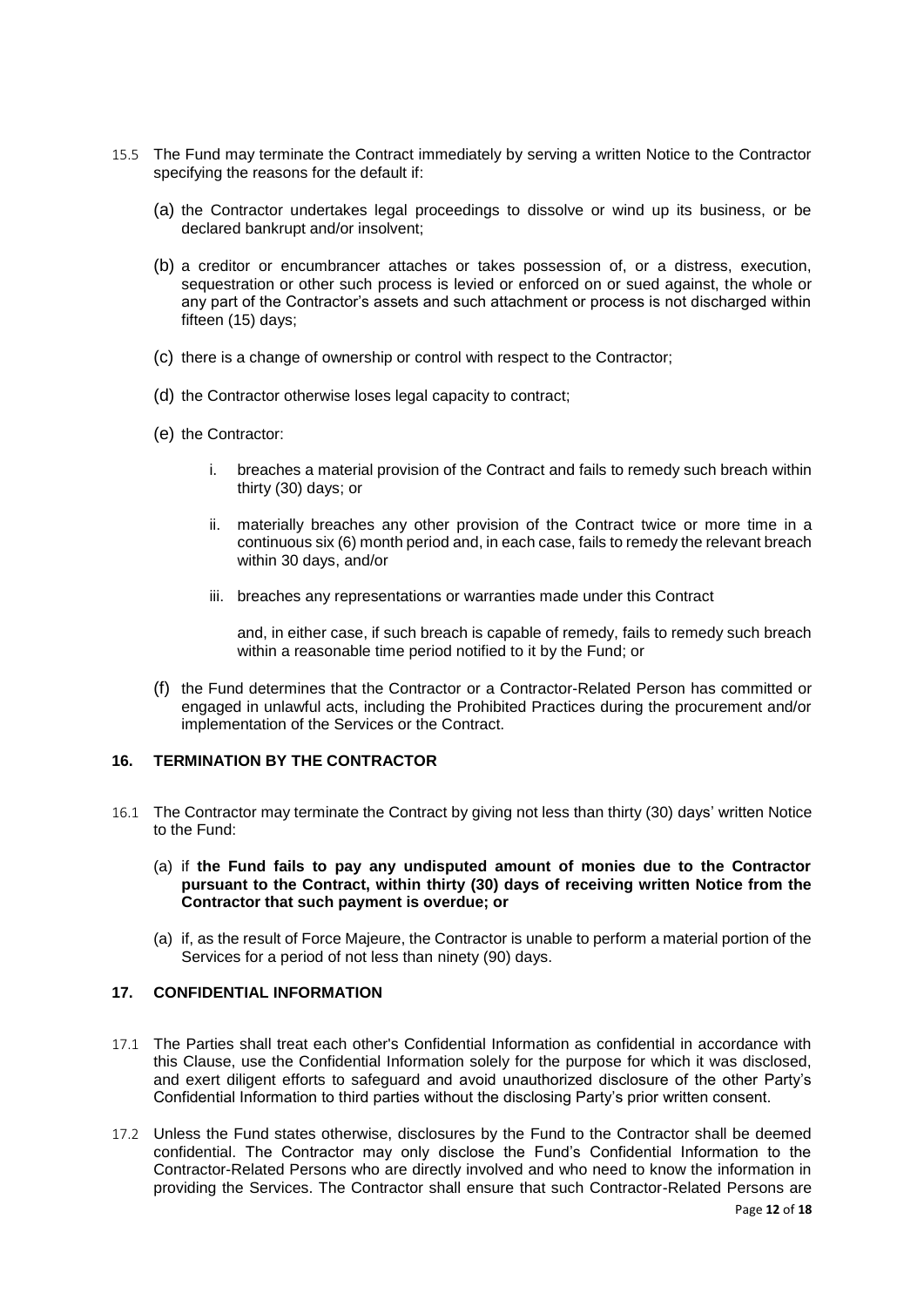15.5 The Fund may terminate the Contract immediately by serving a written Notice to the Contractor specifying the reasons for the default if:

(a) the Contractor undertakes legal proceedings to dissolve or wind up its business, or be declared bankrupt and/or insolvent;

(b) a creditor or encumbrancer attaches or takes possession of, or a distress, execution, sequestration or other such process is levied or enforced on or sued against, the whole or any part of the Contractor's assets and such attachment or process is not discharged within fifteen (15) days;

(c) there is a change of ownership or control with respect to the Contractor;

(d) the Contractor otherwise loses legal capacity to contract;

(e) the Contractor:

i. breaches a material provision of the Contract and fails to remedy such breach within thirty (30) days; or

ii. materially breaches any other provision of the Contract twice or more time in a continuous six (6) month period and, in each case, fails to remedy the relevant breach within 30 days, and/or

iii. breaches any representations or warranties made under this Contract

and, in either case, if such breach is capable of remedy, fails to remedy such breach within a reasonable time period notified to it by the Fund; or

(f) the Fund determines that the Contractor or a Contractor-Related Person has committed or engaged in unlawful acts, including the Prohibited Practices during the procurement and/or implementation of the Services or the Contract.

## 16. TERMINATION BY THE CONTRACTOR

16.1 The Contractor may terminate the Contract by giving not less than thirty (30) days' written Notice to the Fund:

(a) if **the Fund fails to pay any undisputed amount of monies due to the Contractor pursuant to the Contract, within thirty (30) days of receiving written Notice from the Contractor that such payment is overdue; or**

(a) if, as the result of Force Majeure, the Contractor is unable to perform a material portion of the Services for a period of not less than ninety (90) days.

## 17. CONFIDENTIAL INFORMATION

17.1 The Parties shall treat each other's Confidential Information as confidential in accordance with this Clause, use the Confidential Information solely for the purpose for which it was disclosed, and exert diligent efforts to safeguard and avoid unauthorized disclosure of the other Party's Confidential Information to third parties without the disclosing Party's prior written consent.

17.2 Unless the Fund states otherwise, disclosures by the Fund to the Contractor shall be deemed confidential. The Contractor may only disclose the Fund's Confidential Information to the Contractor-Related Persons who are directly involved and who need to know the information in providing the Services. The Contractor shall ensure that such Contractor-Related Persons are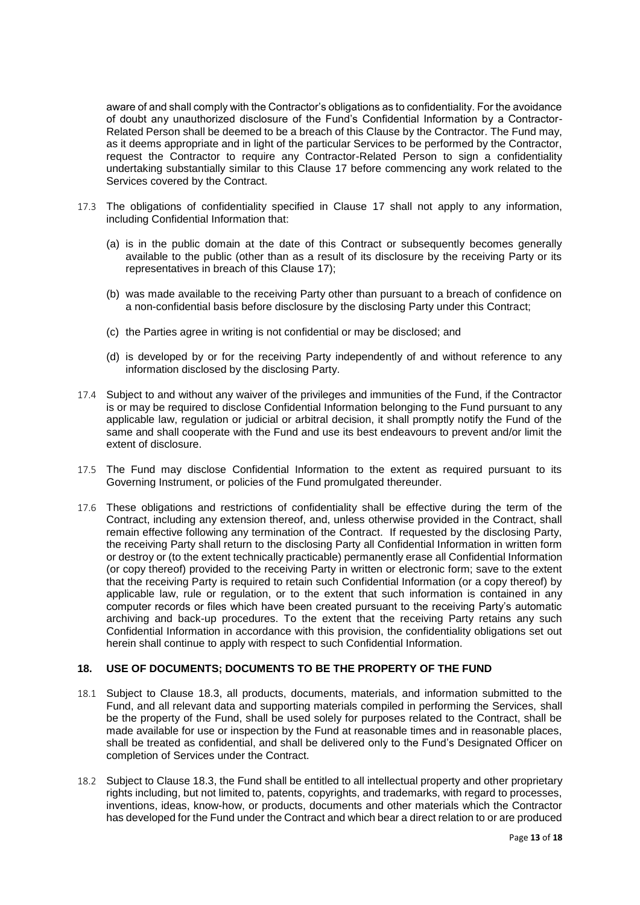aware of and shall comply with the Contractor's obligations as to confidentiality. For the avoidance of doubt any unauthorized disclosure of the Fund's Confidential Information by a Contractor-Related Person shall be deemed to be a breach of this Clause by the Contractor. The Fund may, as it deems appropriate and in light of the particular Services to be performed by the Contractor, request the Contractor to require any Contractor-Related Person to sign a confidentiality undertaking substantially similar to this Clause 17 before commencing any work related to the Services covered by the Contract.

17.3 The obligations of confidentiality specified in Clause 17 shall not apply to any information, including Confidential Information that:

(a) is in the public domain at the date of this Contract or subsequently becomes generally available to the public (other than as a result of its disclosure by the receiving Party or its representatives in breach of this Clause 17);

(b) was made available to the receiving Party other than pursuant to a breach of confidence on a non-confidential basis before disclosure by the disclosing Party under this Contract;

(c) the Parties agree in writing is not confidential or may be disclosed; and

(d) is developed by or for the receiving Party independently of and without reference to any information disclosed by the disclosing Party.

17.4 Subject to and without any waiver of the privileges and immunities of the Fund, if the Contractor is or may be required to disclose Confidential Information belonging to the Fund pursuant to any applicable law, regulation or judicial or arbitral decision, it shall promptly notify the Fund of the same and shall cooperate with the Fund and use its best endeavours to prevent and/or limit the extent of disclosure.

17.5 The Fund may disclose Confidential Information to the extent as required pursuant to its Governing Instrument, or policies of the Fund promulgated thereunder.

17.6 These obligations and restrictions of confidentiality shall be effective during the term of the Contract, including any extension thereof, and, unless otherwise provided in the Contract, shall remain effective following any termination of the Contract. If requested by the disclosing Party, the receiving Party shall return to the disclosing Party all Confidential Information in written form or destroy or (to the extent technically practicable) permanently erase all Confidential Information (or copy thereof) provided to the receiving Party in written or electronic form; save to the extent that the receiving Party is required to retain such Confidential Information (or a copy thereof) by applicable law, rule or regulation, or to the extent that such information is contained in any computer records or files which have been created pursuant to the receiving Party's automatic archiving and back-up procedures. To the extent that the receiving Party retains any such Confidential Information in accordance with this provision, the confidentiality obligations set out herein shall continue to apply with respect to such Confidential Information.

## 18. USE OF DOCUMENTS; DOCUMENTS TO BE THE PROPERTY OF THE FUND

18.1 Subject to Clause 18.3, all products, documents, materials, and information submitted to the Fund, and all relevant data and supporting materials compiled in performing the Services, shall be the property of the Fund, shall be used solely for purposes related to the Contract, shall be made available for use or inspection by the Fund at reasonable times and in reasonable places, shall be treated as confidential, and shall be delivered only to the Fund's Designated Officer on completion of Services under the Contract.

18.2 Subject to Clause 18.3, the Fund shall be entitled to all intellectual property and other proprietary rights including, but not limited to, patents, copyrights, and trademarks, with regard to processes, inventions, ideas, know-how, or products, documents and other materials which the Contractor has developed for the Fund under the Contract and which bear a direct relation to or are produced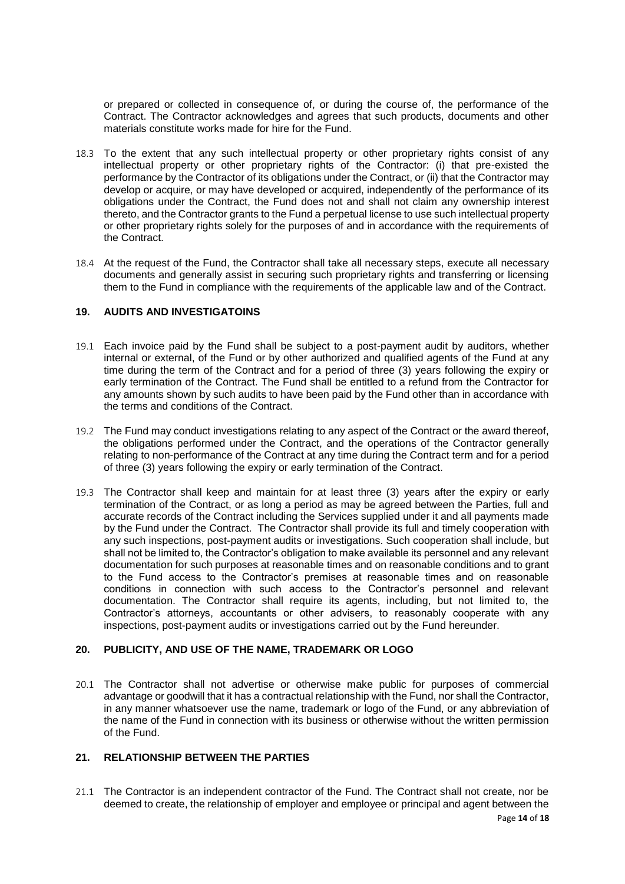or prepared or collected in consequence of, or during the course of, the performance of the Contract. The Contractor acknowledges and agrees that such products, documents and other materials constitute works made for hire for the Fund.

18.3 To the extent that any such intellectual property or other proprietary rights consist of any intellectual property or other proprietary rights of the Contractor: (i) that pre-existed the performance by the Contractor of its obligations under the Contract, or (ii) that the Contractor may develop or acquire, or may have developed or acquired, independently of the performance of its obligations under the Contract, the Fund does not and shall not claim any ownership interest thereto, and the Contractor grants to the Fund a perpetual license to use such intellectual property or other proprietary rights solely for the purposes of and in accordance with the requirements of the Contract.

18.4 At the request of the Fund, the Contractor shall take all necessary steps, execute all necessary documents and generally assist in securing such proprietary rights and transferring or licensing them to the Fund in compliance with the requirements of the applicable law and of the Contract.

## 19. AUDITS AND INVESTIGATOINS

19.1 Each invoice paid by the Fund shall be subject to a post-payment audit by auditors, whether internal or external, of the Fund or by other authorized and qualified agents of the Fund at any time during the term of the Contract and for a period of three (3) years following the expiry or early termination of the Contract. The Fund shall be entitled to a refund from the Contractor for any amounts shown by such audits to have been paid by the Fund other than in accordance with the terms and conditions of the Contract.

19.2 The Fund may conduct investigations relating to any aspect of the Contract or the award thereof, the obligations performed under the Contract, and the operations of the Contractor generally relating to non-performance of the Contract at any time during the Contract term and for a period of three (3) years following the expiry or early termination of the Contract.

19.3 The Contractor shall keep and maintain for at least three (3) years after the expiry or early termination of the Contract, or as long a period as may be agreed between the Parties, full and accurate records of the Contract including the Services supplied under it and all payments made by the Fund under the Contract. The Contractor shall provide its full and timely cooperation with any such inspections, post-payment audits or investigations. Such cooperation shall include, but shall not be limited to, the Contractor's obligation to make available its personnel and any relevant documentation for such purposes at reasonable times and on reasonable conditions and to grant to the Fund access to the Contractor's premises at reasonable times and on reasonable conditions in connection with such access to the Contractor's personnel and relevant documentation. The Contractor shall require its agents, including, but not limited to, the Contractor's attorneys, accountants or other advisers, to reasonably cooperate with any inspections, post-payment audits or investigations carried out by the Fund hereunder.

## 20. PUBLICITY, AND USE OF THE NAME, TRADEMARK OR LOGO

20.1 The Contractor shall not advertise or otherwise make public for purposes of commercial advantage or goodwill that it has a contractual relationship with the Fund, nor shall the Contractor, in any manner whatsoever use the name, trademark or logo of the Fund, or any abbreviation of the name of the Fund in connection with its business or otherwise without the written permission of the Fund.

## 21. RELATIONSHIP BETWEEN THE PARTIES

21.1 The Contractor is an independent contractor of the Fund. The Contract shall not create, nor be deemed to create, the relationship of employer and employee or principal and agent between the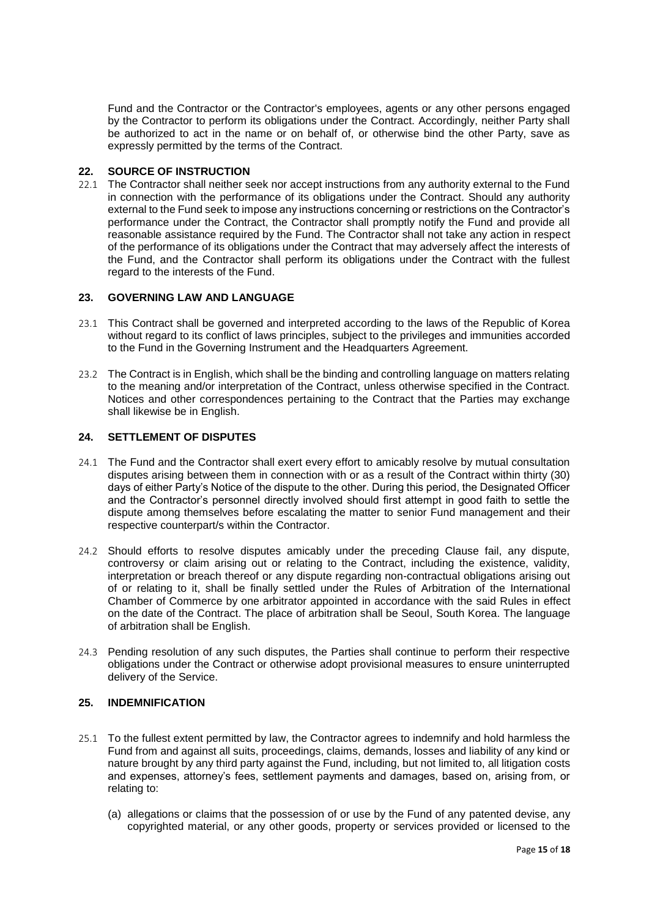Fund and the Contractor or the Contractor's employees, agents or any other persons engaged by the Contractor to perform its obligations under the Contract. Accordingly, neither Party shall be authorized to act in the name or on behalf of, or otherwise bind the other Party, save as expressly permitted by the terms of the Contract.

## 22. SOURCE OF INSTRUCTION

22.1 The Contractor shall neither seek nor accept instructions from any authority external to the Fund in connection with the performance of its obligations under the Contract. Should any authority external to the Fund seek to impose any instructions concerning or restrictions on the Contractor's performance under the Contract, the Contractor shall promptly notify the Fund and provide all reasonable assistance required by the Fund. The Contractor shall not take any action in respect of the performance of its obligations under the Contract that may adversely affect the interests of the Fund, and the Contractor shall perform its obligations under the Contract with the fullest regard to the interests of the Fund.

## 23. GOVERNING LAW AND LANGUAGE

23.1 This Contract shall be governed and interpreted according to the laws of the Republic of Korea without regard to its conflict of laws principles, subject to the privileges and immunities accorded to the Fund in the Governing Instrument and the Headquarters Agreement.

23.2 The Contract is in English, which shall be the binding and controlling language on matters relating to the meaning and/or interpretation of the Contract, unless otherwise specified in the Contract. Notices and other correspondences pertaining to the Contract that the Parties may exchange shall likewise be in English.

## 24. SETTLEMENT OF DISPUTES

24.1 The Fund and the Contractor shall exert every effort to amicably resolve by mutual consultation disputes arising between them in connection with or as a result of the Contract within thirty (30) days of either Party's Notice of the dispute to the other. During this period, the Designated Officer and the Contractor's personnel directly involved should first attempt in good faith to settle the dispute among themselves before escalating the matter to senior Fund management and their respective counterpart/s within the Contractor.

24.2 Should efforts to resolve disputes amicably under the preceding Clause fail, any dispute, controversy or claim arising out or relating to the Contract, including the existence, validity, interpretation or breach thereof or any dispute regarding non-contractual obligations arising out of or relating to it, shall be finally settled under the Rules of Arbitration of the International Chamber of Commerce by one arbitrator appointed in accordance with the said Rules in effect on the date of the Contract. The place of arbitration shall be Seoul, South Korea. The language of arbitration shall be English.

24.3 Pending resolution of any such disputes, the Parties shall continue to perform their respective obligations under the Contract or otherwise adopt provisional measures to ensure uninterrupted delivery of the Service.

## 25. INDEMNIFICATION

25.1 To the fullest extent permitted by law, the Contractor agrees to indemnify and hold harmless the Fund from and against all suits, proceedings, claims, demands, losses and liability of any kind or nature brought by any third party against the Fund, including, but not limited to, all litigation costs and expenses, attorney's fees, settlement payments and damages, based on, arising from, or relating to:

(a) allegations or claims that the possession of or use by the Fund of any patented devise, any copyrighted material, or any other goods, property or services provided or licensed to the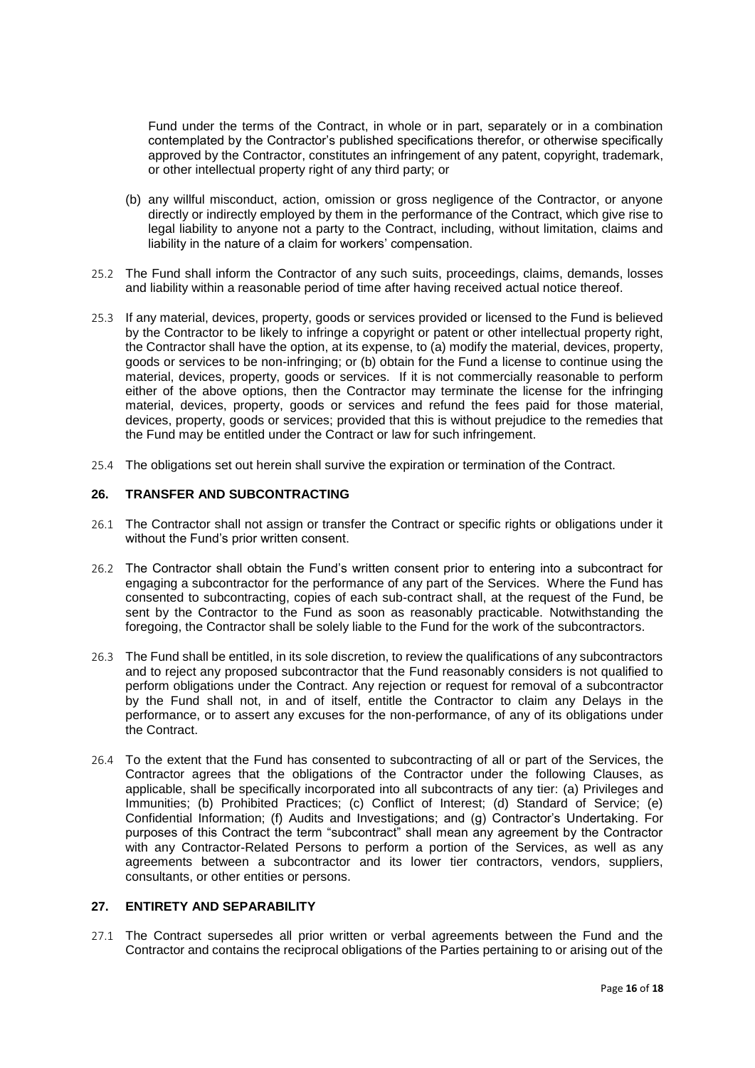Fund under the terms of the Contract, in whole or in part, separately or in a combination contemplated by the Contractor's published specifications therefor, or otherwise specifically approved by the Contractor, constitutes an infringement of any patent, copyright, trademark, or other intellectual property right of any third party; or

(b) any willful misconduct, action, omission or gross negligence of the Contractor, or anyone directly or indirectly employed by them in the performance of the Contract, which give rise to legal liability to anyone not a party to the Contract, including, without limitation, claims and liability in the nature of a claim for workers' compensation.

25.2 The Fund shall inform the Contractor of any such suits, proceedings, claims, demands, losses and liability within a reasonable period of time after having received actual notice thereof.

25.3 If any material, devices, property, goods or services provided or licensed to the Fund is believed by the Contractor to be likely to infringe a copyright or patent or other intellectual property right, the Contractor shall have the option, at its expense, to (a) modify the material, devices, property, goods or services to be non-infringing; or (b) obtain for the Fund a license to continue using the material, devices, property, goods or services. If it is not commercially reasonable to perform either of the above options, then the Contractor may terminate the license for the infringing material, devices, property, goods or services and refund the fees paid for those material, devices, property, goods or services; provided that this is without prejudice to the remedies that the Fund may be entitled under the Contract or law for such infringement.

25.4 The obligations set out herein shall survive the expiration or termination of the Contract.

## 26. TRANSFER AND SUBCONTRACTING

26.1 The Contractor shall not assign or transfer the Contract or specific rights or obligations under it without the Fund's prior written consent.

26.2 The Contractor shall obtain the Fund's written consent prior to entering into a subcontract for engaging a subcontractor for the performance of any part of the Services. Where the Fund has consented to subcontracting, copies of each sub-contract shall, at the request of the Fund, be sent by the Contractor to the Fund as soon as reasonably practicable. Notwithstanding the foregoing, the Contractor shall be solely liable to the Fund for the work of the subcontractors.

26.3 The Fund shall be entitled, in its sole discretion, to review the qualifications of any subcontractors and to reject any proposed subcontractor that the Fund reasonably considers is not qualified to perform obligations under the Contract. Any rejection or request for removal of a subcontractor by the Fund shall not, in and of itself, entitle the Contractor to claim any Delays in the performance, or to assert any excuses for the non-performance, of any of its obligations under the Contract.

26.4 To the extent that the Fund has consented to subcontracting of all or part of the Services, the Contractor agrees that the obligations of the Contractor under the following Clauses, as applicable, shall be specifically incorporated into all subcontracts of any tier: (a) Privileges and Immunities; (b) Prohibited Practices; (c) Conflict of Interest; (d) Standard of Service; (e) Confidential Information; (f) Audits and Investigations; and (g) Contractor's Undertaking. For purposes of this Contract the term "subcontract" shall mean any agreement by the Contractor with any Contractor-Related Persons to perform a portion of the Services, as well as any agreements between a subcontractor and its lower tier contractors, vendors, suppliers, consultants, or other entities or persons.

## 27. ENTIRETY AND SEPARABILITY

27.1 The Contract supersedes all prior written or verbal agreements between the Fund and the Contractor and contains the reciprocal obligations of the Parties pertaining to or arising out of the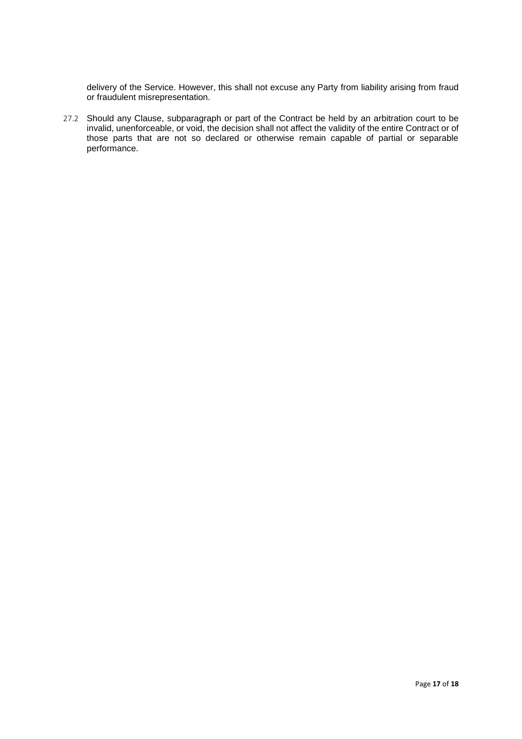delivery of the Service. However, this shall not excuse any Party from liability arising from fraud or fraudulent misrepresentation.

27.2 Should any Clause, subparagraph or part of the Contract be held by an arbitration court to be invalid, unenforceable, or void, the decision shall not affect the validity of the entire Contract or of those parts that are not so declared or otherwise remain capable of partial or separable performance.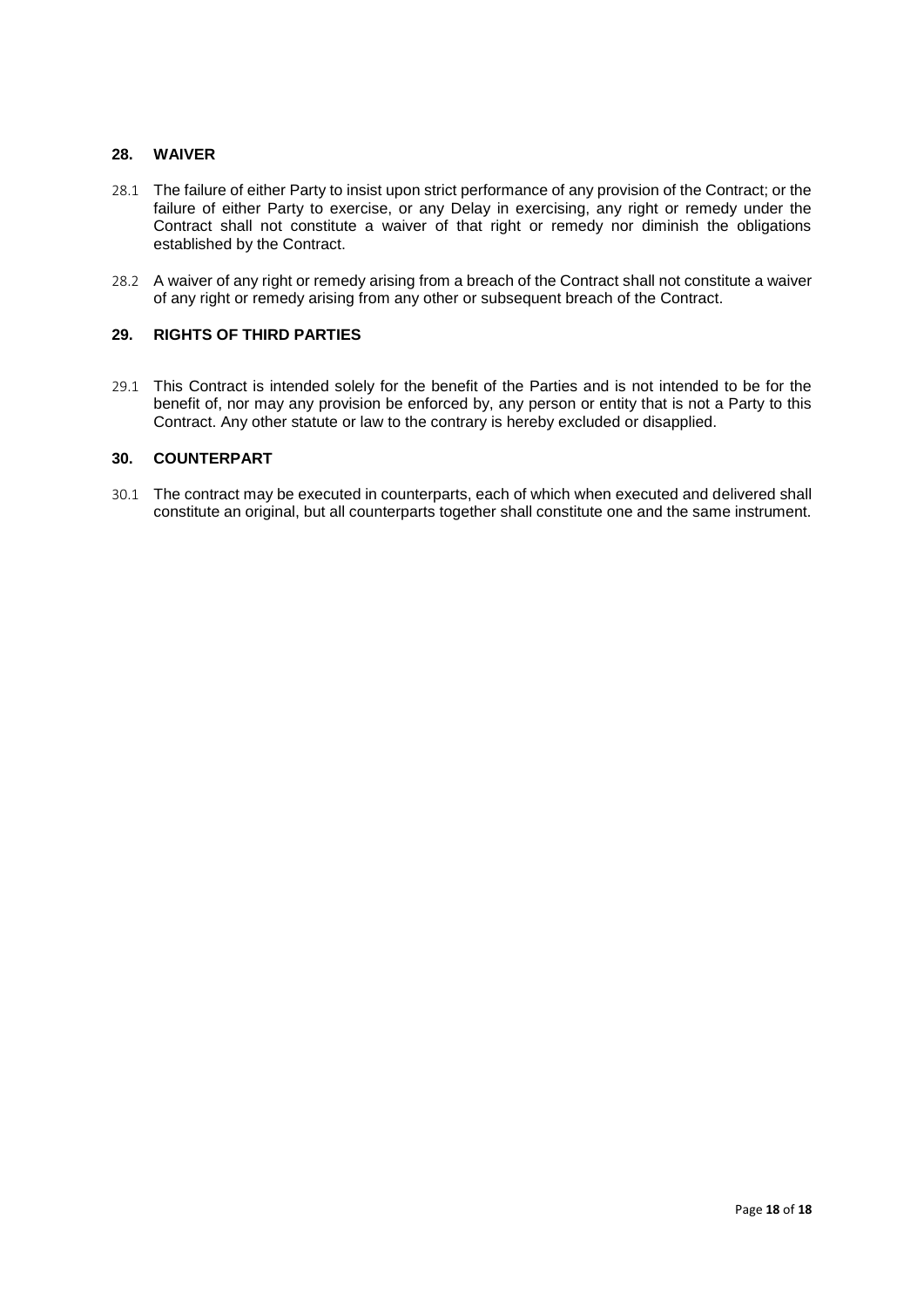## 28. WAIVER

28.1 The failure of either Party to insist upon strict performance of any provision of the Contract; or the failure of either Party to exercise, or any Delay in exercising, any right or remedy under the Contract shall not constitute a waiver of that right or remedy nor diminish the obligations established by the Contract.

28.2 A waiver of any right or remedy arising from a breach of the Contract shall not constitute a waiver of any right or remedy arising from any other or subsequent breach of the Contract.

## 29. RIGHTS OF THIRD PARTIES

29.1 This Contract is intended solely for the benefit of the Parties and is not intended to be for the benefit of, nor may any provision be enforced by, any person or entity that is not a Party to this Contract. Any other statute or law to the contrary is hereby excluded or disapplied.

## 30. COUNTERPART

30.1 The contract may be executed in counterparts, each of which when executed and delivered shall constitute an original, but all counterparts together shall constitute one and the same instrument.